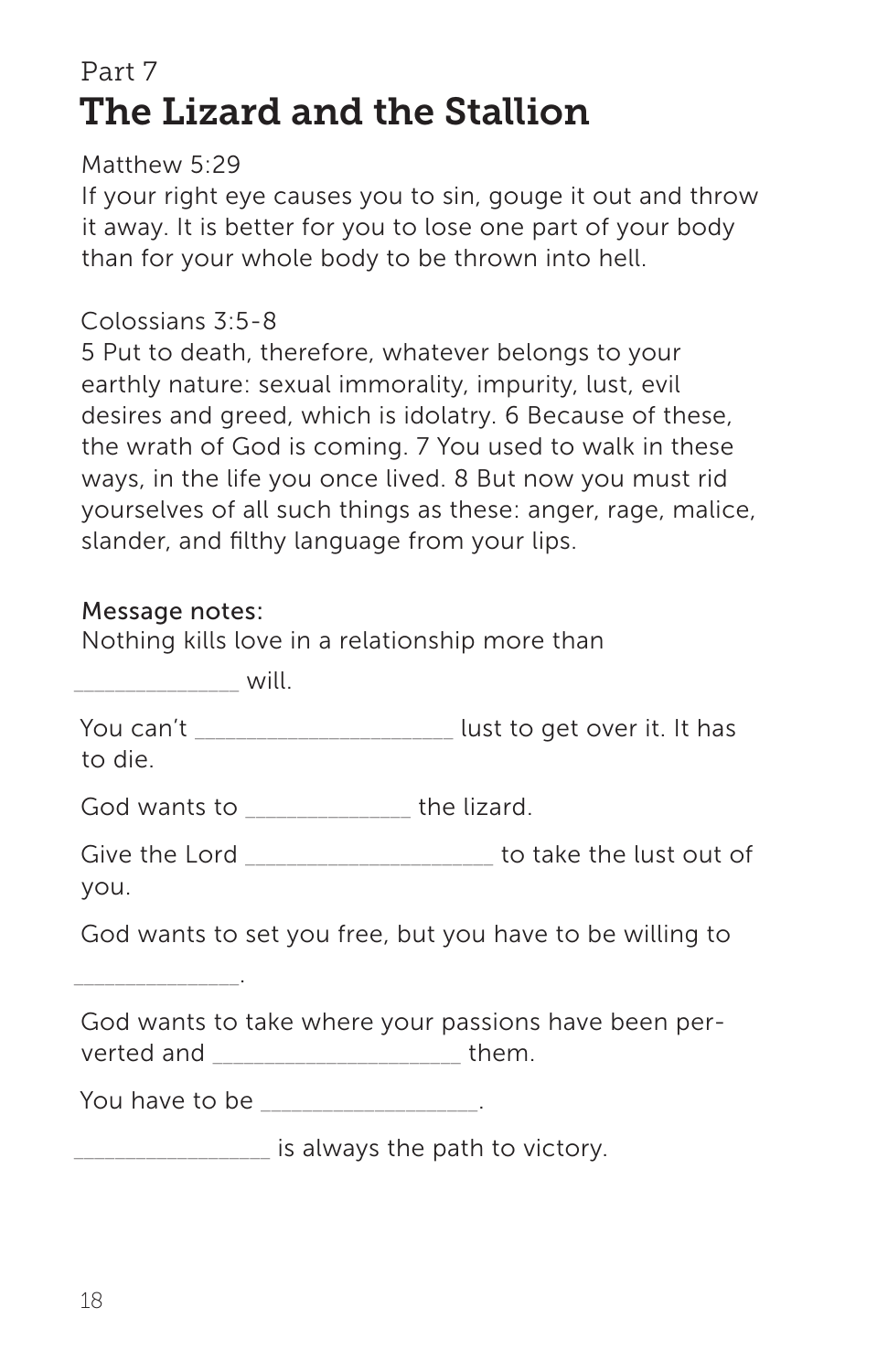Part 7

# The Lizard and the Stallion

Matthew 5:29
If your right eye causes you to sin, gouge it out and throw it away. It is better for you to lose one part of your body than for your whole body to be thrown into hell.

Colossians 3:5-8
5 Put to death, therefore, whatever belongs to your earthly nature: sexual immorality, impurity, lust, evil desires and greed, which is idolatry. 6 Because of these, the wrath of God is coming. 7 You used to walk in these ways, in the life you once lived. 8 But now you must rid yourselves of all such things as these: anger, rage, malice, slander, and filthy language from your lips.

Message notes:
Nothing kills love in a relationship more than _____________ will.

You can't ____________________ lust to get over it. It has to die.

God wants to _____________ the lizard.

Give the Lord ___________________ to take the lust out of you.

God wants to set you free, but you have to be willing to _____________.

God wants to take where your passions have been perverted and ___________________ them.

You have to be _________________.

_______________ is always the path to victory.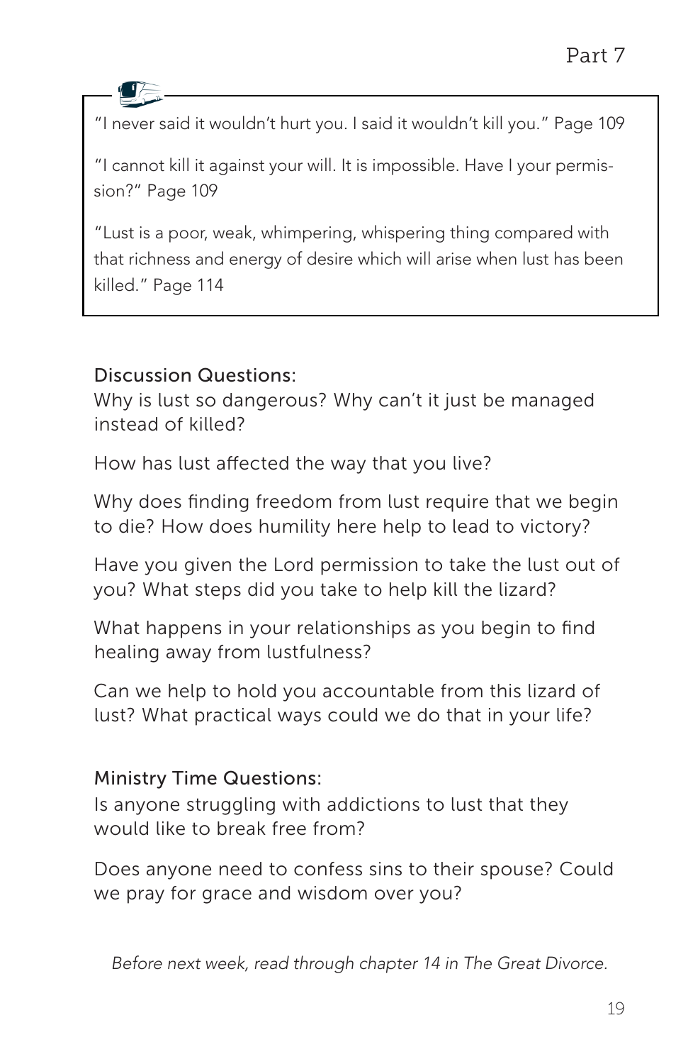# Part 7

"I never said it wouldn't hurt you. I said it wouldn't kill you." Page 109

"I cannot kill it against your will. It is impossible. Have I your permission?" Page 109

"Lust is a poor, weak, whimpering, whispering thing compared with that richness and energy of desire which will arise when lust has been killed." Page 114

Discussion Questions:

Why is lust so dangerous? Why can't it just be managed instead of killed?

How has lust affected the way that you live?

Why does finding freedom from lust require that we begin to die? How does humility here help to lead to victory?

Have you given the Lord permission to take the lust out of you? What steps did you take to help kill the lizard?

What happens in your relationships as you begin to find healing away from lustfulness?

Can we help to hold you accountable from this lizard of lust? What practical ways could we do that in your life?

Ministry Time Questions:

Is anyone struggling with addictions to lust that they would like to break free from?

Does anyone need to confess sins to their spouse? Could we pray for grace and wisdom over you?

*Before next week, read through chapter 14 in The Great Divorce.*